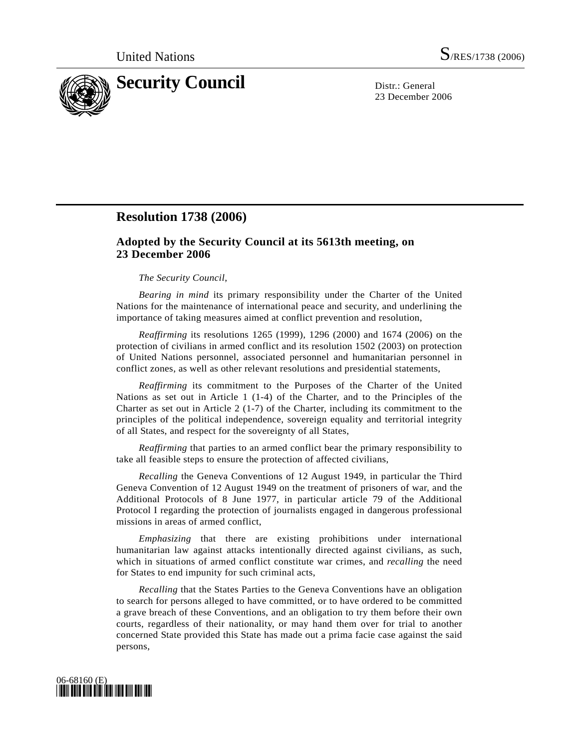United Nations S/RES/1738 (2006)

# Security Council

Distr.: General
23 December 2006

## Resolution 1738 (2006)

### Adopted by the Security Council at its 5613th meeting, on 23 December 2006

*The Security Council*,

*Bearing in mind* its primary responsibility under the Charter of the United Nations for the maintenance of international peace and security, and underlining the importance of taking measures aimed at conflict prevention and resolution,

*Reaffirming* its resolutions 1265 (1999), 1296 (2000) and 1674 (2006) on the protection of civilians in armed conflict and its resolution 1502 (2003) on protection of United Nations personnel, associated personnel and humanitarian personnel in conflict zones, as well as other relevant resolutions and presidential statements,

*Reaffirming* its commitment to the Purposes of the Charter of the United Nations as set out in Article 1 (1-4) of the Charter, and to the Principles of the Charter as set out in Article 2 (1-7) of the Charter, including its commitment to the principles of the political independence, sovereign equality and territorial integrity of all States, and respect for the sovereignty of all States,

*Reaffirming* that parties to an armed conflict bear the primary responsibility to take all feasible steps to ensure the protection of affected civilians,

*Recalling* the Geneva Conventions of 12 August 1949, in particular the Third Geneva Convention of 12 August 1949 on the treatment of prisoners of war, and the Additional Protocols of 8 June 1977, in particular article 79 of the Additional Protocol I regarding the protection of journalists engaged in dangerous professional missions in areas of armed conflict,

*Emphasizing* that there are existing prohibitions under international humanitarian law against attacks intentionally directed against civilians, as such, which in situations of armed conflict constitute war crimes, and *recalling* the need for States to end impunity for such criminal acts,

*Recalling* that the States Parties to the Geneva Conventions have an obligation to search for persons alleged to have committed, or to have ordered to be committed a grave breach of these Conventions, and an obligation to try them before their own courts, regardless of their nationality, or may hand them over for trial to another concerned State provided this State has made out a prima facie case against the said persons,

06-68160 (E)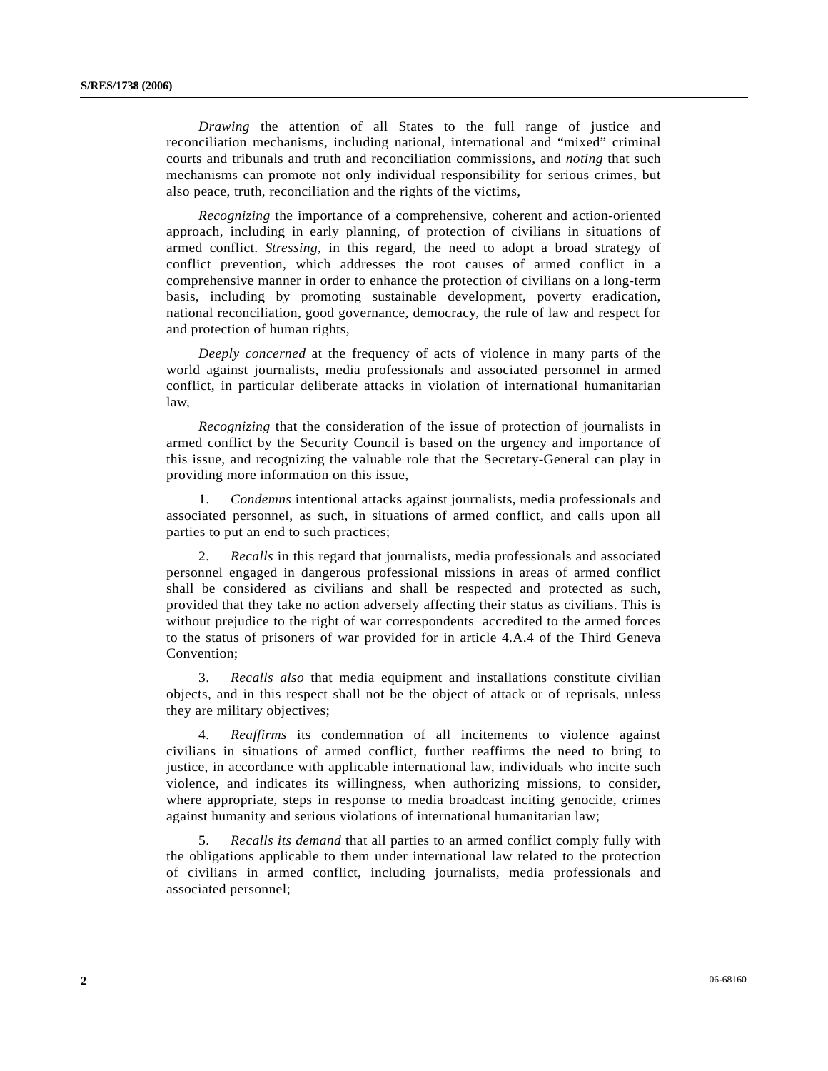*Drawing* the attention of all States to the full range of justice and reconciliation mechanisms, including national, international and "mixed" criminal courts and tribunals and truth and reconciliation commissions, and *noting* that such mechanisms can promote not only individual responsibility for serious crimes, but also peace, truth, reconciliation and the rights of the victims,

*Recognizing* the importance of a comprehensive, coherent and action-oriented approach, including in early planning, of protection of civilians in situations of armed conflict. *Stressing*, in this regard, the need to adopt a broad strategy of conflict prevention, which addresses the root causes of armed conflict in a comprehensive manner in order to enhance the protection of civilians on a long-term basis, including by promoting sustainable development, poverty eradication, national reconciliation, good governance, democracy, the rule of law and respect for and protection of human rights,

*Deeply concerned* at the frequency of acts of violence in many parts of the world against journalists, media professionals and associated personnel in armed conflict, in particular deliberate attacks in violation of international humanitarian law,

*Recognizing* that the consideration of the issue of protection of journalists in armed conflict by the Security Council is based on the urgency and importance of this issue, and recognizing the valuable role that the Secretary-General can play in providing more information on this issue,

1. *Condemns* intentional attacks against journalists, media professionals and associated personnel, as such, in situations of armed conflict, and calls upon all parties to put an end to such practices;

2. *Recalls* in this regard that journalists, media professionals and associated personnel engaged in dangerous professional missions in areas of armed conflict shall be considered as civilians and shall be respected and protected as such, provided that they take no action adversely affecting their status as civilians. This is without prejudice to the right of war correspondents accredited to the armed forces to the status of prisoners of war provided for in article 4.A.4 of the Third Geneva Convention;

3. *Recalls also* that media equipment and installations constitute civilian objects, and in this respect shall not be the object of attack or of reprisals, unless they are military objectives;

4. *Reaffirms* its condemnation of all incitements to violence against civilians in situations of armed conflict, further reaffirms the need to bring to justice, in accordance with applicable international law, individuals who incite such violence, and indicates its willingness, when authorizing missions, to consider, where appropriate, steps in response to media broadcast inciting genocide, crimes against humanity and serious violations of international humanitarian law;

5. *Recalls its demand* that all parties to an armed conflict comply fully with the obligations applicable to them under international law related to the protection of civilians in armed conflict, including journalists, media professionals and associated personnel;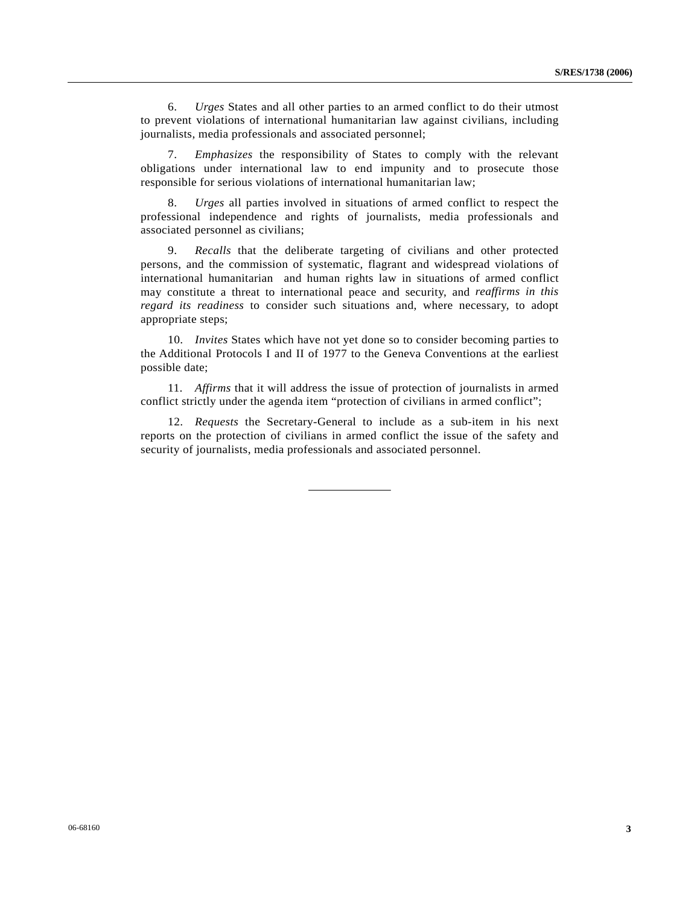6. *Urges* States and all other parties to an armed conflict to do their utmost to prevent violations of international humanitarian law against civilians, including journalists, media professionals and associated personnel;

7. *Emphasizes* the responsibility of States to comply with the relevant obligations under international law to end impunity and to prosecute those responsible for serious violations of international humanitarian law;

8. *Urges* all parties involved in situations of armed conflict to respect the professional independence and rights of journalists, media professionals and associated personnel as civilians;

9. *Recalls* that the deliberate targeting of civilians and other protected persons, and the commission of systematic, flagrant and widespread violations of international humanitarian and human rights law in situations of armed conflict may constitute a threat to international peace and security, and *reaffirms in this regard its readiness* to consider such situations and, where necessary, to adopt appropriate steps;

10. *Invites* States which have not yet done so to consider becoming parties to the Additional Protocols I and II of 1977 to the Geneva Conventions at the earliest possible date;

11. *Affirms* that it will address the issue of protection of journalists in armed conflict strictly under the agenda item "protection of civilians in armed conflict";

12. *Requests* the Secretary-General to include as a sub-item in his next reports on the protection of civilians in armed conflict the issue of the safety and security of journalists, media professionals and associated personnel.